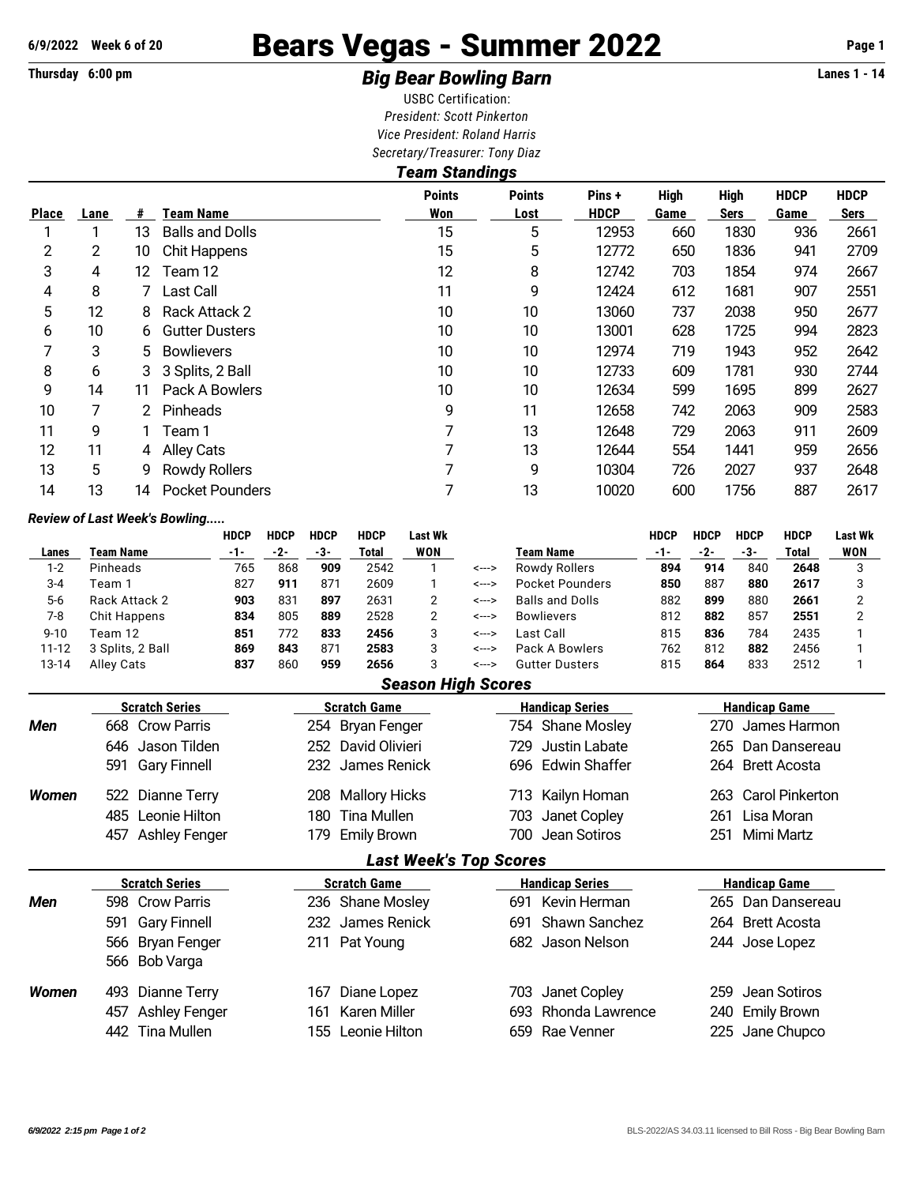6/9/2022 Week 6 of 20

Thursday 6:00 pm

# Bears Vegas - Summer 2022

## *Big Bear Bowling Barn*

Lanes 1 - 14

USBC Certification:
*President: Scott Pinkerton*
*Vice President: Roland Harris*
*Secretary/Treasurer: Tony Diaz*

### *Team Standings*

| Place | Lane | # | Team Name | Points Won | Points Lost | Pins + HDCP | High Game | High Sers | HDCP Game | HDCP Sers |
|---|---|---|---|---|---|---|---|---|---|---|
| 1 | 1 | 13 | Balls and Dolls | 15 | 5 | 12953 | 660 | 1830 | 936 | 2661 |
| 2 | 2 | 10 | Chit Happens | 15 | 5 | 12772 | 650 | 1836 | 941 | 2709 |
| 3 | 4 | 12 | Team 12 | 12 | 8 | 12742 | 703 | 1854 | 974 | 2667 |
| 4 | 8 | 7 | Last Call | 11 | 9 | 12424 | 612 | 1681 | 907 | 2551 |
| 5 | 12 | 8 | Rack Attack 2 | 10 | 10 | 13060 | 737 | 2038 | 950 | 2677 |
| 6 | 10 | 6 | Gutter Dusters | 10 | 10 | 13001 | 628 | 1725 | 994 | 2823 |
| 7 | 3 | 5 | Bowlievers | 10 | 10 | 12974 | 719 | 1943 | 952 | 2642 |
| 8 | 6 | 3 | 3 Splits, 2 Ball | 10 | 10 | 12733 | 609 | 1781 | 930 | 2744 |
| 9 | 14 | 11 | Pack A Bowlers | 10 | 10 | 12634 | 599 | 1695 | 899 | 2627 |
| 10 | 7 | 2 | Pinheads | 9 | 11 | 12658 | 742 | 2063 | 909 | 2583 |
| 11 | 9 | 1 | Team 1 | 7 | 13 | 12648 | 729 | 2063 | 911 | 2609 |
| 12 | 11 | 4 | Alley Cats | 7 | 13 | 12644 | 554 | 1441 | 959 | 2656 |
| 13 | 5 | 9 | Rowdy Rollers | 7 | 9 | 10304 | 726 | 2027 | 937 | 2648 |
| 14 | 13 | 14 | Pocket Pounders | 7 | 13 | 10020 | 600 | 1756 | 887 | 2617 |

*Review of Last Week's Bowling.....*

| Lanes | Team Name | HDCP -1- | HDCP -2- | HDCP -3- | HDCP Total | Last Wk WON | | Team Name | HDCP -1- | HDCP -2- | HDCP -3- | HDCP Total | Last Wk WON |
|---|---|---|---|---|---|---|---|---|---|---|---|---|---|
| 1-2 | Pinheads | 765 | 868 | **909** | 2542 | 1 | <---> | Rowdy Rollers | **894** | **914** | 840 | **2648** | 3 |
| 3-4 | Team 1 | 827 | **911** | 871 | 2609 | 1 | <---> | Pocket Pounders | **850** | 887 | **880** | **2617** | 3 |
| 5-6 | Rack Attack 2 | **903** | 831 | **897** | 2631 | 2 | <---> | Balls and Dolls | 882 | **899** | 880 | **2661** | 2 |
| 7-8 | Chit Happens | **834** | 805 | **889** | 2528 | 2 | <---> | Bowlievers | 812 | **882** | 857 | **2551** | 2 |
| 9-10 | Team 12 | **851** | 772 | **833** | **2456** | 3 | <---> | Last Call | 815 | **836** | 784 | 2435 | 1 |
| 11-12 | 3 Splits, 2 Ball | **869** | **843** | 871 | **2583** | 3 | <---> | Pack A Bowlers | 762 | 812 | **882** | 2456 | 1 |
| 13-14 | Alley Cats | **837** | 860 | **959** | **2656** | 3 | <---> | Gutter Dusters | 815 | **864** | 833 | 2512 | 1 |

### *Season High Scores*

| | Scratch Series | Scratch Game | Handicap Series | Handicap Game |
|---|---|---|---|---|
| ***Men*** | 668 Crow Parris | 254 Bryan Fenger | 754 Shane Mosley | 270 James Harmon |
| | 646 Jason Tilden | 252 David Olivieri | 729 Justin Labate | 265 Dan Dansereau |
| | 591 Gary Finnell | 232 James Renick | 696 Edwin Shaffer | 264 Brett Acosta |
| ***Women*** | 522 Dianne Terry | 208 Mallory Hicks | 713 Kailyn Homan | 263 Carol Pinkerton |
| | 485 Leonie Hilton | 180 Tina Mullen | 703 Janet Copley | 261 Lisa Moran |
| | 457 Ashley Fenger | 179 Emily Brown | 700 Jean Sotiros | 251 Mimi Martz |

### *Last Week's Top Scores*

| | Scratch Series | Scratch Game | Handicap Series | Handicap Game |
|---|---|---|---|---|
| ***Men*** | 598 Crow Parris | 236 Shane Mosley | 691 Kevin Herman | 265 Dan Dansereau |
| | 591 Gary Finnell | 232 James Renick | 691 Shawn Sanchez | 264 Brett Acosta |
| | 566 Bryan Fenger | 211 Pat Young | 682 Jason Nelson | 244 Jose Lopez |
| | 566 Bob Varga | | | |
| ***Women*** | 493 Dianne Terry | 167 Diane Lopez | 703 Janet Copley | 259 Jean Sotiros |
| | 457 Ashley Fenger | 161 Karen Miller | 693 Rhonda Lawrence | 240 Emily Brown |
| | 442 Tina Mullen | 155 Leonie Hilton | 659 Rae Venner | 225 Jane Chupco |

*6/9/2022 2:15 pm Page 1 of 2* BLS-2022/AS 34.03.11 licensed to Bill Ross - Big Bear Bowling Barn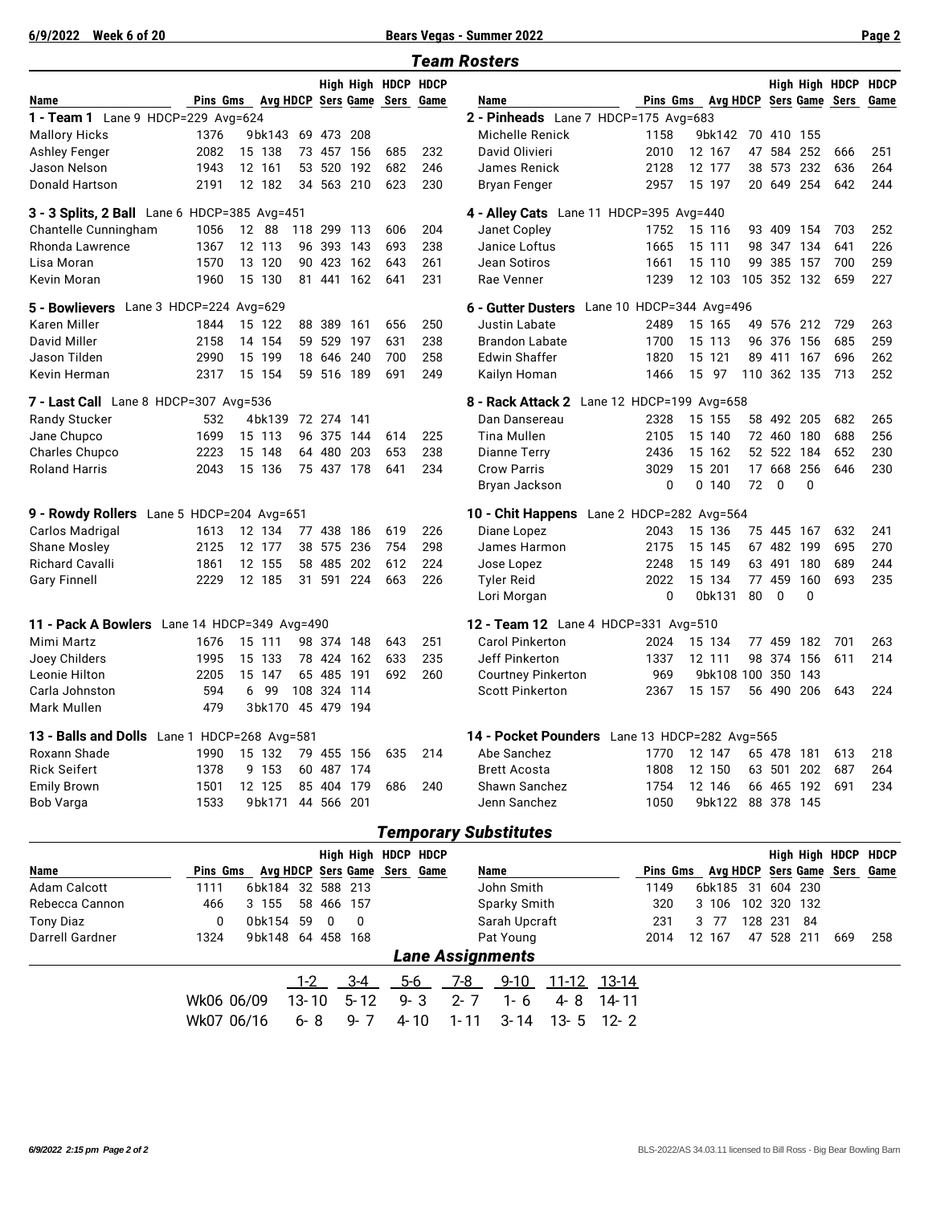## Team Rosters

| Name | Pins | Gms | Avg | HDCP | High Sers | High Game | HDCP Sers | HDCP Game |
|---|---|---|---|---|---|---|---|---|
| **1 - Team 1** Lane 9 HDCP=229 Avg=624 | | | | | | | | |
| Mallory Hicks | 1376 | 9 | bk143 | 69 | 473 | 208 | | |
| Ashley Fenger | 2082 | 15 | 138 | 73 | 457 | 156 | 685 | 232 |
| Jason Nelson | 1943 | 12 | 161 | 53 | 520 | 192 | 682 | 246 |
| Donald Hartson | 2191 | 12 | 182 | 34 | 563 | 210 | 623 | 230 |
| **2 - Pinheads** Lane 7 HDCP=175 Avg=683 | | | | | | | | |
| Michelle Renick | 1158 | 9 | bk142 | 70 | 410 | 155 | | |
| David Olivieri | 2010 | 12 | 167 | 47 | 584 | 252 | 666 | 251 |
| James Renick | 2128 | 12 | 177 | 38 | 573 | 232 | 636 | 264 |
| Bryan Fenger | 2957 | 15 | 197 | 20 | 649 | 254 | 642 | 244 |
| **3 - 3 Splits, 2 Ball** Lane 6 HDCP=385 Avg=451 | | | | | | | | |
| Chantelle Cunningham | 1056 | 12 | 88 | 118 | 299 | 113 | 606 | 204 |
| Rhonda Lawrence | 1367 | 12 | 113 | 96 | 393 | 143 | 693 | 238 |
| Lisa Moran | 1570 | 13 | 120 | 90 | 423 | 162 | 643 | 261 |
| Kevin Moran | 1960 | 15 | 130 | 81 | 441 | 162 | 641 | 231 |
| **4 - Alley Cats** Lane 11 HDCP=395 Avg=440 | | | | | | | | |
| Janet Copley | 1752 | 15 | 116 | 93 | 409 | 154 | 703 | 252 |
| Janice Loftus | 1665 | 15 | 111 | 98 | 347 | 134 | 641 | 226 |
| Jean Sotiros | 1661 | 15 | 110 | 99 | 385 | 157 | 700 | 259 |
| Rae Venner | 1239 | 12 | 103 | 105 | 352 | 132 | 659 | 227 |
| **5 - Bowlievers** Lane 3 HDCP=224 Avg=629 | | | | | | | | |
| Karen Miller | 1844 | 15 | 122 | 88 | 389 | 161 | 656 | 250 |
| David Miller | 2158 | 14 | 154 | 59 | 529 | 197 | 631 | 238 |
| Jason Tilden | 2990 | 15 | 199 | 18 | 646 | 240 | 700 | 258 |
| Kevin Herman | 2317 | 15 | 154 | 59 | 516 | 189 | 691 | 249 |
| **6 - Gutter Dusters** Lane 10 HDCP=344 Avg=496 | | | | | | | | |
| Justin Labate | 2489 | 15 | 165 | 49 | 576 | 212 | 729 | 263 |
| Brandon Labate | 1700 | 15 | 113 | 96 | 376 | 156 | 685 | 259 |
| Edwin Shaffer | 1820 | 15 | 121 | 89 | 411 | 167 | 696 | 262 |
| Kailyn Homan | 1466 | 15 | 97 | 110 | 362 | 135 | 713 | 252 |
| **7 - Last Call** Lane 8 HDCP=307 Avg=536 | | | | | | | | |
| Randy Stucker | 532 | 4 | bk139 | 72 | 274 | 141 | | |
| Jane Chupco | 1699 | 15 | 113 | 96 | 375 | 144 | 614 | 225 |
| Charles Chupco | 2223 | 15 | 148 | 64 | 480 | 203 | 653 | 238 |
| Roland Harris | 2043 | 15 | 136 | 75 | 437 | 178 | 641 | 234 |
| **8 - Rack Attack 2** Lane 12 HDCP=199 Avg=658 | | | | | | | | |
| Dan Dansereau | 2328 | 15 | 155 | 58 | 492 | 205 | 682 | 265 |
| Tina Mullen | 2105 | 15 | 140 | 72 | 460 | 180 | 688 | 256 |
| Dianne Terry | 2436 | 15 | 162 | 52 | 522 | 184 | 652 | 230 |
| Crow Parris | 3029 | 15 | 201 | 17 | 668 | 256 | 646 | 230 |
| Bryan Jackson | 0 | 0 | 140 | 72 | 0 | 0 | | |
| **9 - Rowdy Rollers** Lane 5 HDCP=204 Avg=651 | | | | | | | | |
| Carlos Madrigal | 1613 | 12 | 134 | 77 | 438 | 186 | 619 | 226 |
| Shane Mosley | 2125 | 12 | 177 | 38 | 575 | 236 | 754 | 298 |
| Richard Cavalli | 1861 | 12 | 155 | 58 | 485 | 202 | 612 | 224 |
| Gary Finnell | 2229 | 12 | 185 | 31 | 591 | 224 | 663 | 226 |
| **10 - Chit Happens** Lane 2 HDCP=282 Avg=564 | | | | | | | | |
| Diane Lopez | 2043 | 15 | 136 | 75 | 445 | 167 | 632 | 241 |
| James Harmon | 2175 | 15 | 145 | 67 | 482 | 199 | 695 | 270 |
| Jose Lopez | 2248 | 15 | 149 | 63 | 491 | 180 | 689 | 244 |
| Tyler Reid | 2022 | 15 | 134 | 77 | 459 | 160 | 693 | 235 |
| Lori Morgan | 0 | 0 | bk131 | 80 | 0 | 0 | | |
| **11 - Pack A Bowlers** Lane 14 HDCP=349 Avg=490 | | | | | | | | |
| Mimi Martz | 1676 | 15 | 111 | 98 | 374 | 148 | 643 | 251 |
| Joey Childers | 1995 | 15 | 133 | 78 | 424 | 162 | 633 | 235 |
| Leonie Hilton | 2205 | 15 | 147 | 65 | 485 | 191 | 692 | 260 |
| Carla Johnston | 594 | 6 | 99 | 108 | 324 | 114 | | |
| Mark Mullen | 479 | 3 | bk170 | 45 | 479 | 194 | | |
| **12 - Team 12** Lane 4 HDCP=331 Avg=510 | | | | | | | | |
| Carol Pinkerton | 2024 | 15 | 134 | 77 | 459 | 182 | 701 | 263 |
| Jeff Pinkerton | 1337 | 12 | 111 | 98 | 374 | 156 | 611 | 214 |
| Courtney Pinkerton | 969 | 9 | bk108 | 100 | 350 | 143 | | |
| Scott Pinkerton | 2367 | 15 | 157 | 56 | 490 | 206 | 643 | 224 |
| **13 - Balls and Dolls** Lane 1 HDCP=268 Avg=581 | | | | | | | | |
| Roxann Shade | 1990 | 15 | 132 | 79 | 455 | 156 | 635 | 214 |
| Rick Seifert | 1378 | 9 | 153 | 60 | 487 | 174 | | |
| Emily Brown | 1501 | 12 | 125 | 85 | 404 | 179 | 686 | 240 |
| Bob Varga | 1533 | 9 | bk171 | 44 | 566 | 201 | | |
| **14 - Pocket Pounders** Lane 13 HDCP=282 Avg=565 | | | | | | | | |
| Abe Sanchez | 1770 | 12 | 147 | 65 | 478 | 181 | 613 | 218 |
| Brett Acosta | 1808 | 12 | 150 | 63 | 501 | 202 | 687 | 264 |
| Shawn Sanchez | 1754 | 12 | 146 | 66 | 465 | 192 | 691 | 234 |
| Jenn Sanchez | 1050 | 9 | bk122 | 88 | 378 | 145 | | |

## Temporary Substitutes

| Name | Pins | Gms | Avg | HDCP | High Sers | High Game | HDCP Sers | HDCP Game |
|---|---|---|---|---|---|---|---|---|
| Adam Calcott | 1111 | 6 | bk184 | 32 | 588 | 213 | | |
| Rebecca Cannon | 466 | 3 | 155 | 58 | 466 | 157 | | |
| Tony Diaz | 0 | 0 | bk154 | 59 | 0 | 0 | | |
| Darrell Gardner | 1324 | 9 | bk148 | 64 | 458 | 168 | | |
| John Smith | 1149 | 6 | bk185 | 31 | 604 | 230 | | |
| Sparky Smith | 320 | 3 | 106 | 102 | 320 | 132 | | |
| Sarah Upcraft | 231 | 3 | 77 | 128 | 231 | 84 | | |
| Pat Young | 2014 | 12 | 167 | 47 | 528 | 211 | 669 | 258 |

## Lane Assignments

| | 1-2 | 3-4 | 5-6 | 7-8 | 9-10 | 11-12 | 13-14 |
|---|---|---|---|---|---|---|---|
| Wk06 06/09 | 13-10 | 5-12 | 9-3 | 2-7 | 1-6 | 4-8 | 14-11 |
| Wk07 06/16 | 6-8 | 9-7 | 4-10 | 1-11 | 3-14 | 13-5 | 12-2 |